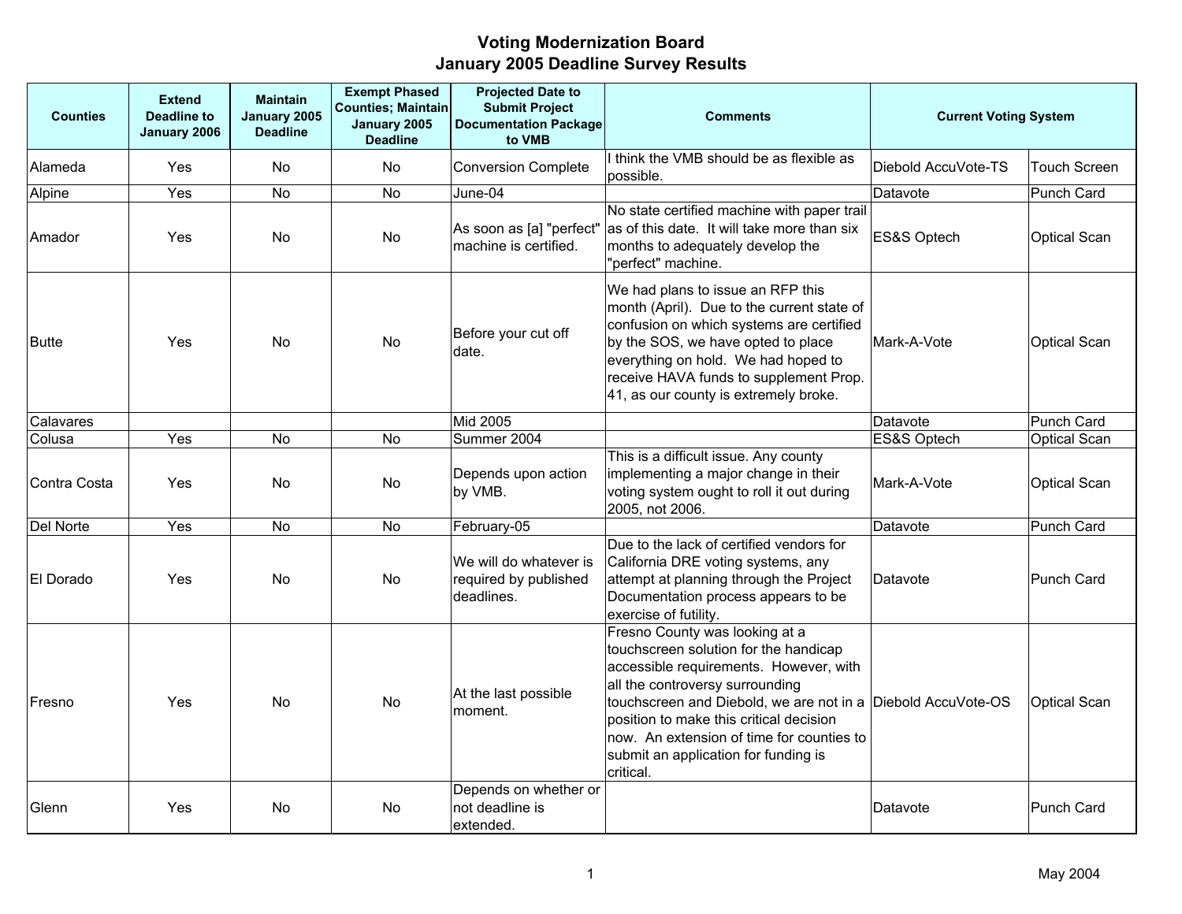# Voting Modernization Board
## January 2005 Deadline Survey Results

| Counties | Extend Deadline to January 2006 | Maintain January 2005 Deadline | Exempt Phased Counties; Maintain January 2005 Deadline | Projected Date to Submit Project Documentation Package to VMB | Comments | Current Voting System | |
|---|---|---|---|---|---|---|---|
| Alameda | Yes | No | No | Conversion Complete | I think the VMB should be as flexible as possible. | Diebold AccuVote-TS | Touch Screen |
| Alpine | Yes | No | No | June-04 | | Datavote | Punch Card |
| Amador | Yes | No | No | As soon as [a] "perfect" machine is certified. | No state certified machine with paper trail as of this date. It will take more than six months to adequately develop the "perfect" machine. | ES&S Optech | Optical Scan |
| Butte | Yes | No | No | Before your cut off date. | We had plans to issue an RFP this month (April). Due to the current state of confusion on which systems are certified by the SOS, we have opted to place everything on hold. We had hoped to receive HAVA funds to supplement Prop. 41, as our county is extremely broke. | Mark-A-Vote | Optical Scan |
| Calavares | | | | Mid 2005 | | Datavote | Punch Card |
| Colusa | Yes | No | No | Summer 2004 | | ES&S Optech | Optical Scan |
| Contra Costa | Yes | No | No | Depends upon action by VMB. | This is a difficult issue. Any county implementing a major change in their voting system ought to roll it out during 2005, not 2006. | Mark-A-Vote | Optical Scan |
| Del Norte | Yes | No | No | February-05 | | Datavote | Punch Card |
| El Dorado | Yes | No | No | We will do whatever is required by published deadlines. | Due to the lack of certified vendors for California DRE voting systems, any attempt at planning through the Project Documentation process appears to be exercise of futility. | Datavote | Punch Card |
| Fresno | Yes | No | No | At the last possible moment. | Fresno County was looking at a touchscreen solution for the handicap accessible requirements. However, with all the controversy surrounding touchscreen and Diebold, we are not in a position to make this critical decision now. An extension of time for counties to submit an application for funding is critical. | Diebold AccuVote-OS | Optical Scan |
| Glenn | Yes | No | No | Depends on whether or not deadline is extended. | | Datavote | Punch Card |

May 2004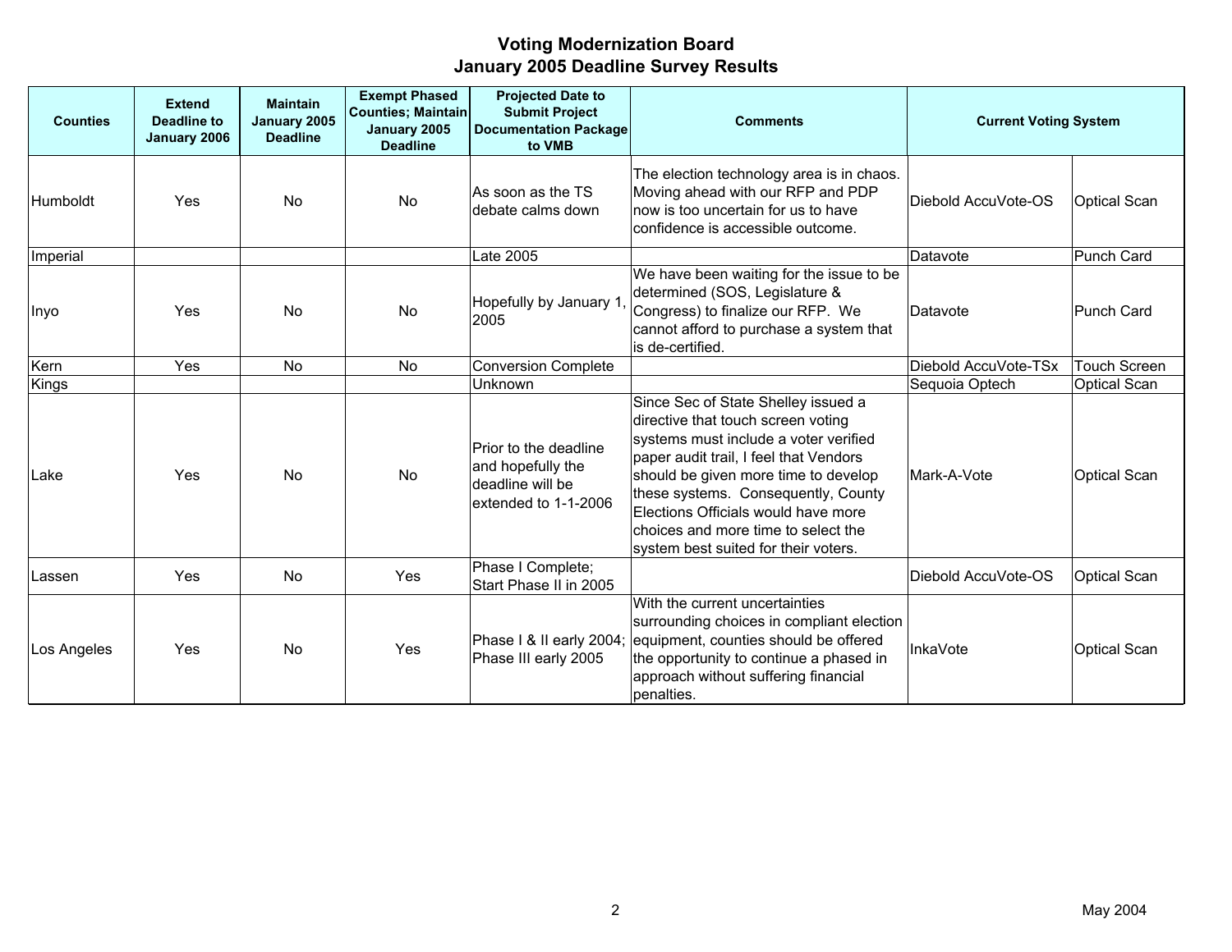# Voting Modernization Board
## January 2005 Deadline Survey Results

| Counties | Extend Deadline to January 2006 | Maintain January 2005 Deadline | Exempt Phased Counties; Maintain January 2005 Deadline | Projected Date to Submit Project Documentation Package to VMB | Comments | Current Voting System | |
|---|---|---|---|---|---|---|---|
| Humboldt | Yes | No | No | As soon as the TS debate calms down | The election technology area is in chaos. Moving ahead with our RFP and PDP now is too uncertain for us to have confidence is accessible outcome. | Diebold AccuVote-OS | Optical Scan |
| Imperial | | | | Late 2005 | | Datavote | Punch Card |
| Inyo | Yes | No | No | Hopefully by January 1, 2005 | We have been waiting for the issue to be determined (SOS, Legislature & Congress) to finalize our RFP. We cannot afford to purchase a system that is de-certified. | Datavote | Punch Card |
| Kern | Yes | No | No | Conversion Complete | | Diebold AccuVote-TSx | Touch Screen |
| Kings | | | | Unknown | | Sequoia Optech | Optical Scan |
| Lake | Yes | No | No | Prior to the deadline and hopefully the deadline will be extended to 1-1-2006 | Since Sec of State Shelley issued a directive that touch screen voting systems must include a voter verified paper audit trail, I feel that Vendors should be given more time to develop these systems. Consequently, County Elections Officials would have more choices and more time to select the system best suited for their voters. | Mark-A-Vote | Optical Scan |
| Lassen | Yes | No | Yes | Phase I Complete; Start Phase II in 2005 | | Diebold AccuVote-OS | Optical Scan |
| Los Angeles | Yes | No | Yes | Phase I & II early 2004; Phase III early 2005 | With the current uncertainties surrounding choices in compliant election equipment, counties should be offered the opportunity to continue a phased in approach without suffering financial penalties. | InkaVote | Optical Scan |

May 2004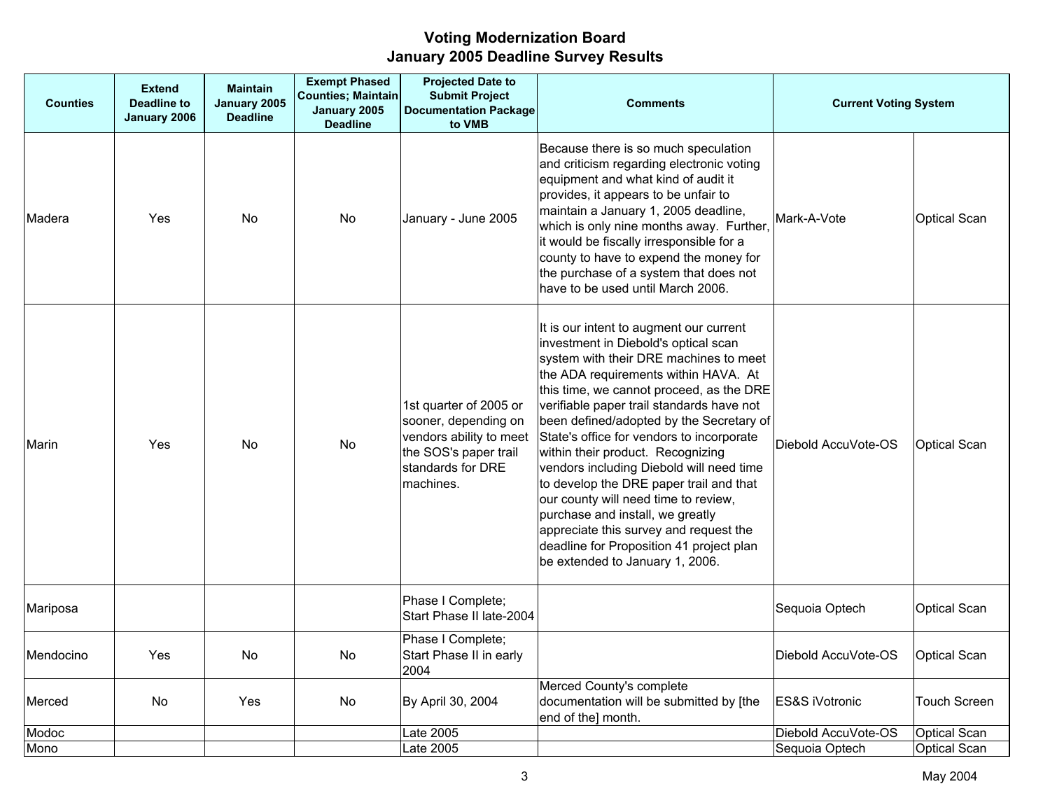# Voting Modernization Board
## January 2005 Deadline Survey Results

| Counties | Extend Deadline to January 2006 | Maintain January 2005 Deadline | Exempt Phased Counties; Maintain January 2005 Deadline | Projected Date to Submit Project Documentation Package to VMB | Comments | Current Voting System | |
|---|---|---|---|---|---|---|---|
| Madera | Yes | No | No | January - June 2005 | Because there is so much speculation and criticism regarding electronic voting equipment and what kind of audit it provides, it appears to be unfair to maintain a January 1, 2005 deadline, which is only nine months away. Further, it would be fiscally irresponsible for a county to have to expend the money for the purchase of a system that does not have to be used until March 2006. | Mark-A-Vote | Optical Scan |
| Marin | Yes | No | No | 1st quarter of 2005 or sooner, depending on vendors ability to meet the SOS's paper trail standards for DRE machines. | It is our intent to augment our current investment in Diebold's optical scan system with their DRE machines to meet the ADA requirements within HAVA. At this time, we cannot proceed, as the DRE verifiable paper trail standards have not been defined/adopted by the Secretary of State's office for vendors to incorporate within their product. Recognizing vendors including Diebold will need time to develop the DRE paper trail and that our county will need time to review, purchase and install, we greatly appreciate this survey and request the deadline for Proposition 41 project plan be extended to January 1, 2006. | Diebold AccuVote-OS | Optical Scan |
| Mariposa | | | | Phase I Complete; Start Phase II late-2004 | | Sequoia Optech | Optical Scan |
| Mendocino | Yes | No | No | Phase I Complete; Start Phase II in early 2004 | | Diebold AccuVote-OS | Optical Scan |
| Merced | No | Yes | No | By April 30, 2004 | Merced County's complete documentation will be submitted by [the end of the] month. | ES&S iVotronic | Touch Screen |
| Modoc | | | | Late 2005 | | Diebold AccuVote-OS | Optical Scan |
| Mono | | | | Late 2005 | | Sequoia Optech | Optical Scan |

May 2004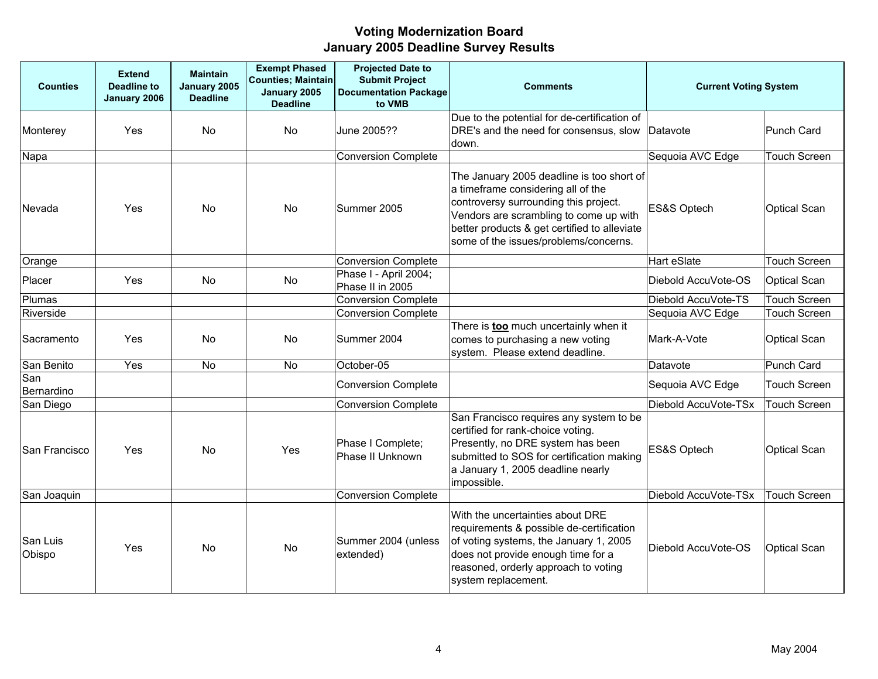# Voting Modernization Board
## January 2005 Deadline Survey Results

| Counties | Extend Deadline to January 2006 | Maintain January 2005 Deadline | Exempt Phased Counties; Maintain January 2005 Deadline | Projected Date to Submit Project Documentation Package to VMB | Comments | Current Voting System | |
|---|---|---|---|---|---|---|---|
| Monterey | Yes | No | No | June 2005?? | Due to the potential for de-certification of DRE's and the need for consensus, slow down. | Datavote | Punch Card |
| Napa | | | | Conversion Complete | | Sequoia AVC Edge | Touch Screen |
| Nevada | Yes | No | No | Summer 2005 | The January 2005 deadline is too short of a timeframe considering all of the controversy surrounding this project. Vendors are scrambling to come up with better products & get certified to alleviate some of the issues/problems/concerns. | ES&S Optech | Optical Scan |
| Orange | | | | Conversion Complete | | Hart eSlate | Touch Screen |
| Placer | Yes | No | No | Phase I - April 2004; Phase II in 2005 | | Diebold AccuVote-OS | Optical Scan |
| Plumas | | | | Conversion Complete | | Diebold AccuVote-TS | Touch Screen |
| Riverside | | | | Conversion Complete | | Sequoia AVC Edge | Touch Screen |
| Sacramento | Yes | No | No | Summer 2004 | There is **too** much uncertainly when it comes to purchasing a new voting system. Please extend deadline. | Mark-A-Vote | Optical Scan |
| San Benito | Yes | No | No | October-05 | | Datavote | Punch Card |
| San Bernardino | | | | Conversion Complete | | Sequoia AVC Edge | Touch Screen |
| San Diego | | | | Conversion Complete | | Diebold AccuVote-TSx | Touch Screen |
| San Francisco | Yes | No | Yes | Phase I Complete; Phase II Unknown | San Francisco requires any system to be certified for rank-choice voting. Presently, no DRE system has been submitted to SOS for certification making a January 1, 2005 deadline nearly impossible. | ES&S Optech | Optical Scan |
| San Joaquin | | | | Conversion Complete | | Diebold AccuVote-TSx | Touch Screen |
| San Luis Obispo | Yes | No | No | Summer 2004 (unless extended) | With the uncertainties about DRE requirements & possible de-certification of voting systems, the January 1, 2005 does not provide enough time for a reasoned, orderly approach to voting system replacement. | Diebold AccuVote-OS | Optical Scan |

May 2004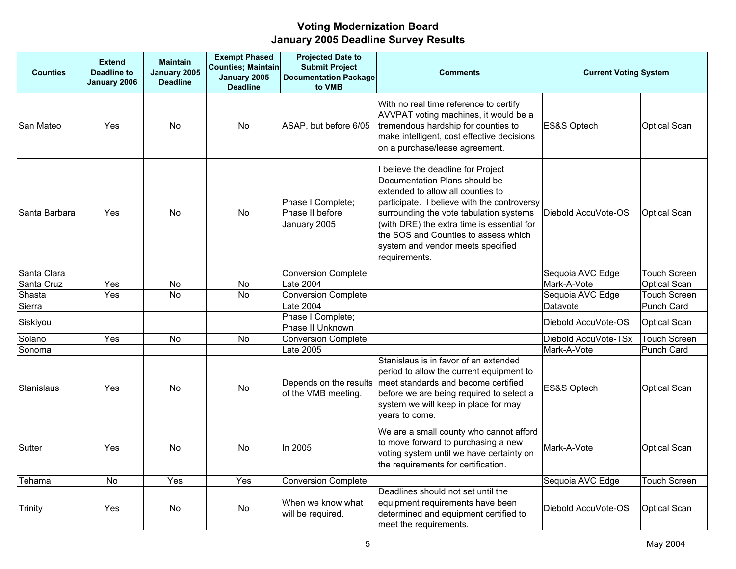# Voting Modernization Board
## January 2005 Deadline Survey Results

| Counties | Extend Deadline to January 2006 | Maintain January 2005 Deadline | Exempt Phased Counties; Maintain January 2005 Deadline | Projected Date to Submit Project Documentation Package to VMB | Comments | Current Voting System | |
|---|---|---|---|---|---|---|---|
| San Mateo | Yes | No | No | ASAP, but before 6/05 | With no real time reference to certify AVVPAT voting machines, it would be a tremendous hardship for counties to make intelligent, cost effective decisions on a purchase/lease agreement. | ES&S Optech | Optical Scan |
| Santa Barbara | Yes | No | No | Phase I Complete; Phase II before January 2005 | I believe the deadline for Project Documentation Plans should be extended to allow all counties to participate. I believe with the controversy surrounding the vote tabulation systems (with DRE) the extra time is essential for the SOS and Counties to assess which system and vendor meets specified requirements. | Diebold AccuVote-OS | Optical Scan |
| Santa Clara | | | | Conversion Complete | | Sequoia AVC Edge | Touch Screen |
| Santa Cruz | Yes | No | No | Late 2004 | | Mark-A-Vote | Optical Scan |
| Shasta | Yes | No | No | Conversion Complete | | Sequoia AVC Edge | Touch Screen |
| Sierra | | | | Late 2004 | | Datavote | Punch Card |
| Siskiyou | | | | Phase I Complete; Phase II Unknown | | Diebold AccuVote-OS | Optical Scan |
| Solano | Yes | No | No | Conversion Complete | | Diebold AccuVote-TSx | Touch Screen |
| Sonoma | | | | Late 2005 | | Mark-A-Vote | Punch Card |
| Stanislaus | Yes | No | No | Depends on the results of the VMB meeting. | Stanislaus is in favor of an extended period to allow the current equipment to meet standards and become certified before we are being required to select a system we will keep in place for may years to come. | ES&S Optech | Optical Scan |
| Sutter | Yes | No | No | In 2005 | We are a small county who cannot afford to move forward to purchasing a new voting system until we have certainty on the requirements for certification. | Mark-A-Vote | Optical Scan |
| Tehama | No | Yes | Yes | Conversion Complete | | Sequoia AVC Edge | Touch Screen |
| Trinity | Yes | No | No | When we know what will be required. | Deadlines should not set until the equipment requirements have been determined and equipment certified to meet the requirements. | Diebold AccuVote-OS | Optical Scan |

May 2004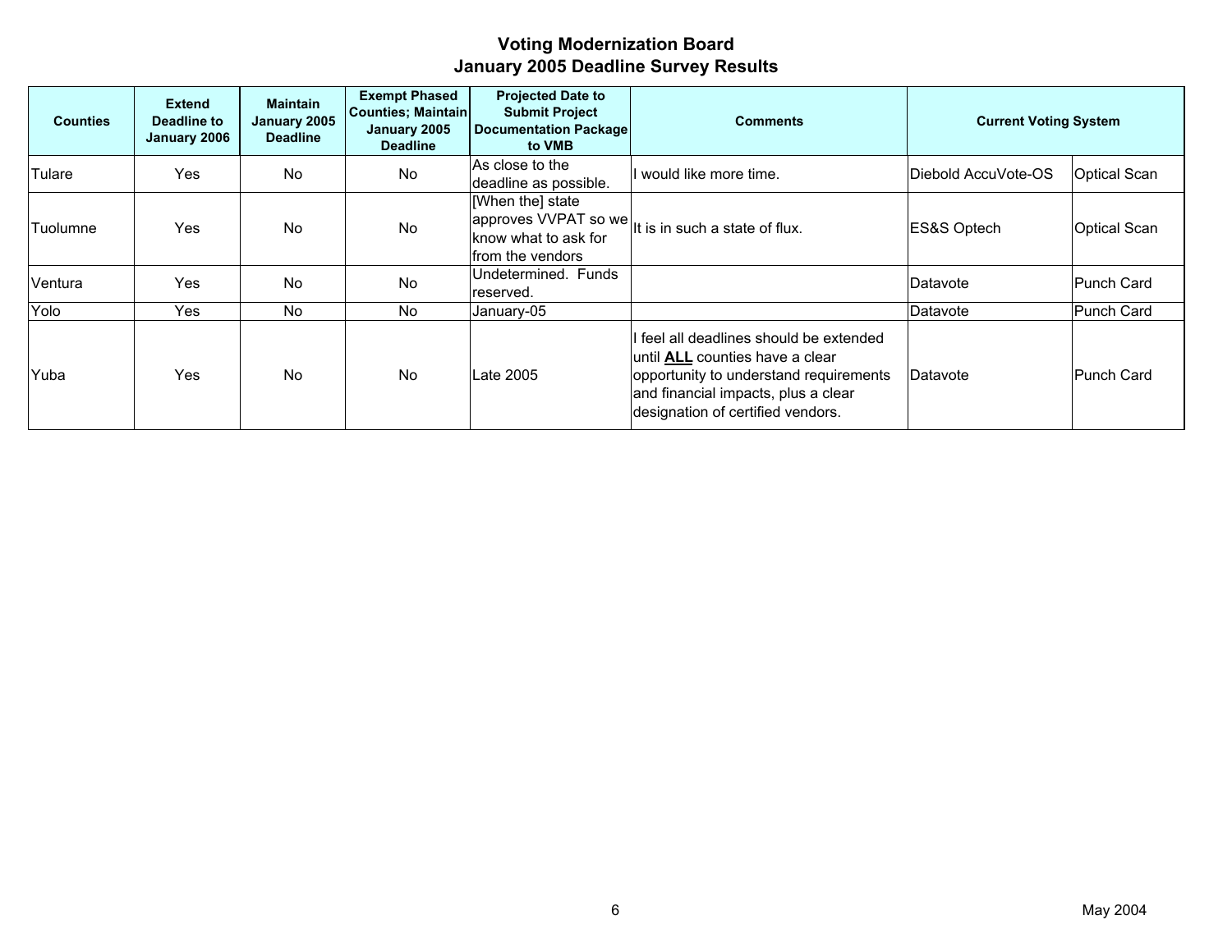# Voting Modernization Board
## January 2005 Deadline Survey Results

| Counties | Extend Deadline to January 2006 | Maintain January 2005 Deadline | Exempt Phased Counties; Maintain January 2005 Deadline | Projected Date to Submit Project Documentation Package to VMB | Comments | Current Voting System | |
|---|---|---|---|---|---|---|---|
| Tulare | Yes | No | No | As close to the deadline as possible. | I would like more time. | Diebold AccuVote-OS | Optical Scan |
| Tuolumne | Yes | No | No | [When the] state approves VVPAT so we know what to ask for from the vendors | It is in such a state of flux. | ES&S Optech | Optical Scan |
| Ventura | Yes | No | No | Undetermined. Funds reserved. | | Datavote | Punch Card |
| Yolo | Yes | No | No | January-05 | | Datavote | Punch Card |
| Yuba | Yes | No | No | Late 2005 | I feel all deadlines should be extended until **ALL** counties have a clear opportunity to understand requirements and financial impacts, plus a clear designation of certified vendors. | Datavote | Punch Card |

May 2004